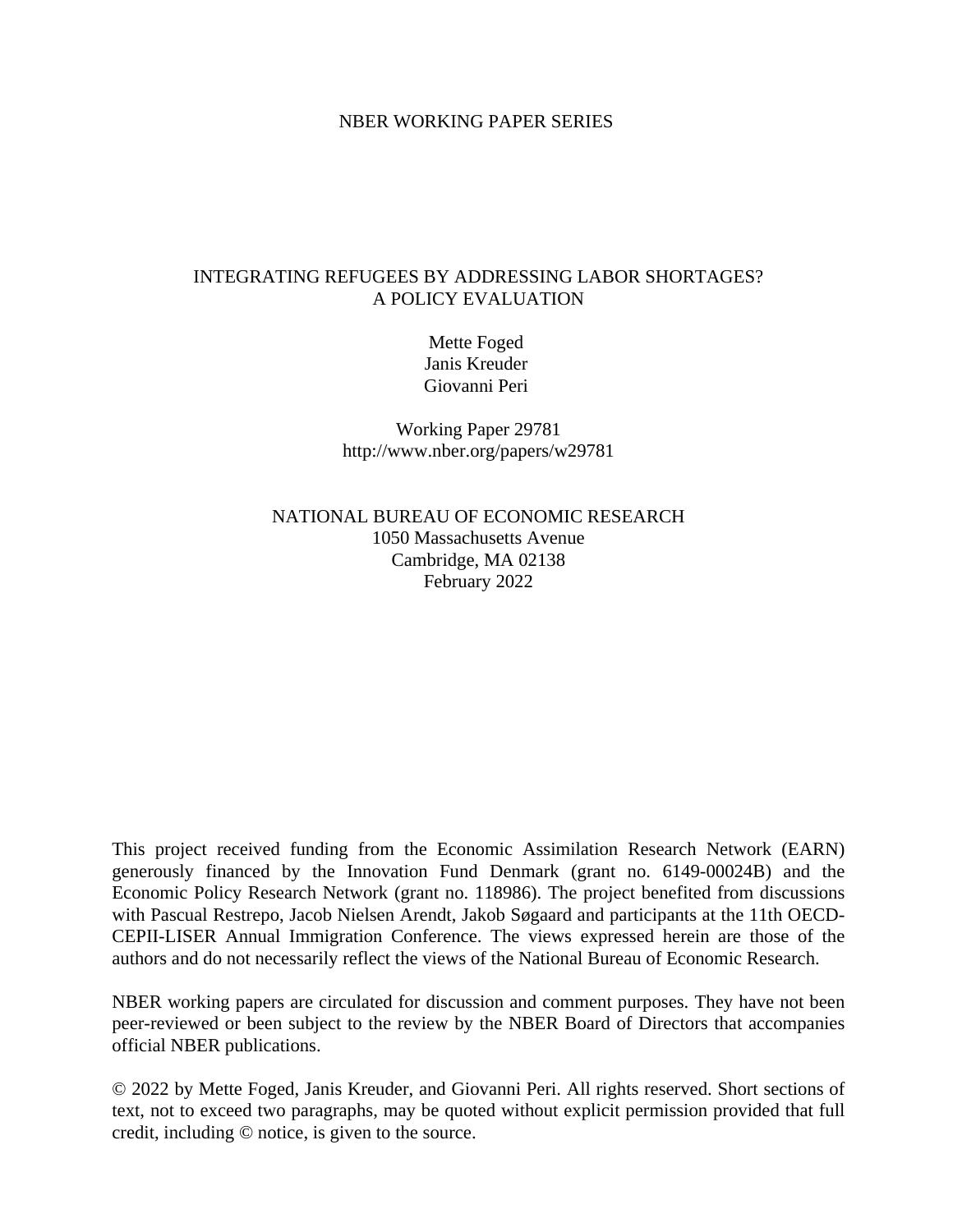NBER WORKING PAPER SERIES

# INTEGRATING REFUGEES BY ADDRESSING LABOR SHORTAGES? A POLICY EVALUATION

Mette Foged
Janis Kreuder
Giovanni Peri

Working Paper 29781
http://www.nber.org/papers/w29781

NATIONAL BUREAU OF ECONOMIC RESEARCH
1050 Massachusetts Avenue
Cambridge, MA 02138
February 2022

This project received funding from the Economic Assimilation Research Network (EARN) generously financed by the Innovation Fund Denmark (grant no. 6149-00024B) and the Economic Policy Research Network (grant no. 118986). The project benefited from discussions with Pascual Restrepo, Jacob Nielsen Arendt, Jakob Søgaard and participants at the 11th OECD-CEPII-LISER Annual Immigration Conference. The views expressed herein are those of the authors and do not necessarily reflect the views of the National Bureau of Economic Research.

NBER working papers are circulated for discussion and comment purposes. They have not been peer-reviewed or been subject to the review by the NBER Board of Directors that accompanies official NBER publications.

© 2022 by Mette Foged, Janis Kreuder, and Giovanni Peri. All rights reserved. Short sections of text, not to exceed two paragraphs, may be quoted without explicit permission provided that full credit, including © notice, is given to the source.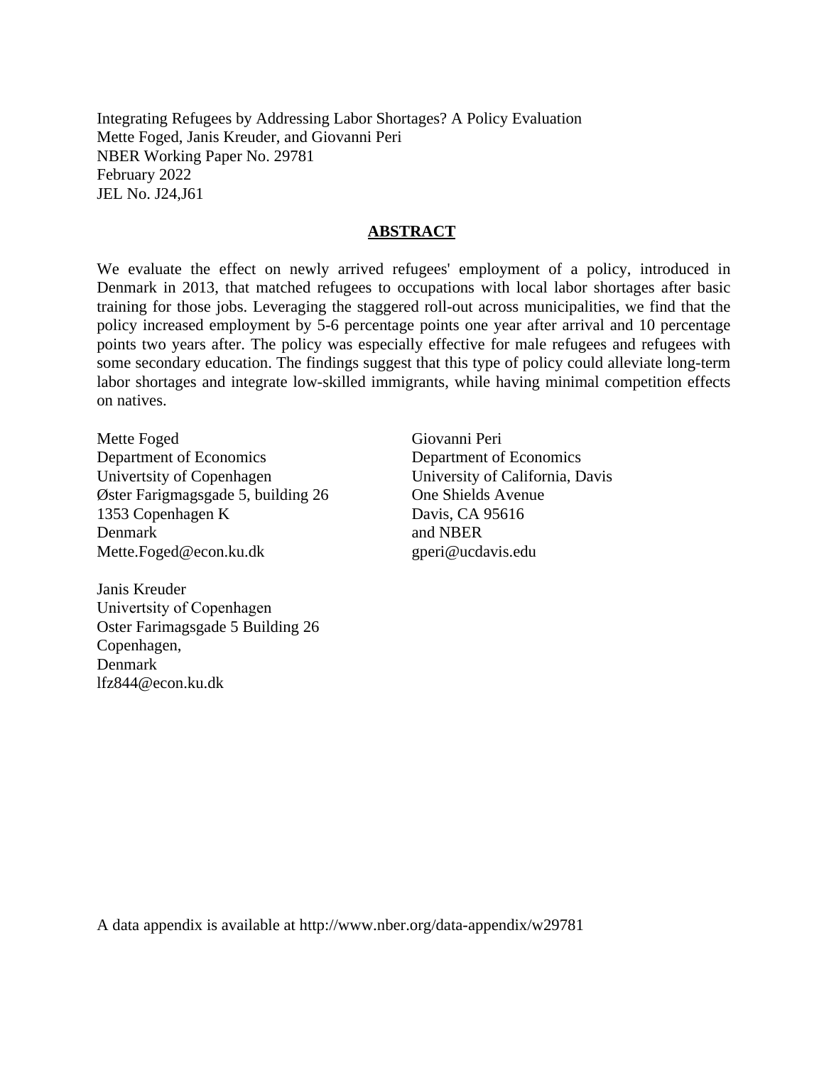Integrating Refugees by Addressing Labor Shortages? A Policy Evaluation
Mette Foged, Janis Kreuder, and Giovanni Peri
NBER Working Paper No. 29781
February 2022
JEL No. J24,J61

## ABSTRACT

We evaluate the effect on newly arrived refugees' employment of a policy, introduced in Denmark in 2013, that matched refugees to occupations with local labor shortages after basic training for those jobs. Leveraging the staggered roll-out across municipalities, we find that the policy increased employment by 5-6 percentage points one year after arrival and 10 percentage points two years after. The policy was especially effective for male refugees and refugees with some secondary education. The findings suggest that this type of policy could alleviate long-term labor shortages and integrate low-skilled immigrants, while having minimal competition effects on natives.

Mette Foged
Department of Economics
Univertsity of Copenhagen
Øster Farigmagsgade 5, building 26
1353 Copenhagen K
Denmark
Mette.Foged@econ.ku.dk

Giovanni Peri
Department of Economics
University of California, Davis
One Shields Avenue
Davis, CA 95616
and NBER
gperi@ucdavis.edu

Janis Kreuder
Univertsity of Copenhagen
Oster Farimagsgade 5 Building 26
Copenhagen,
Denmark
lfz844@econ.ku.dk

A data appendix is available at http://www.nber.org/data-appendix/w29781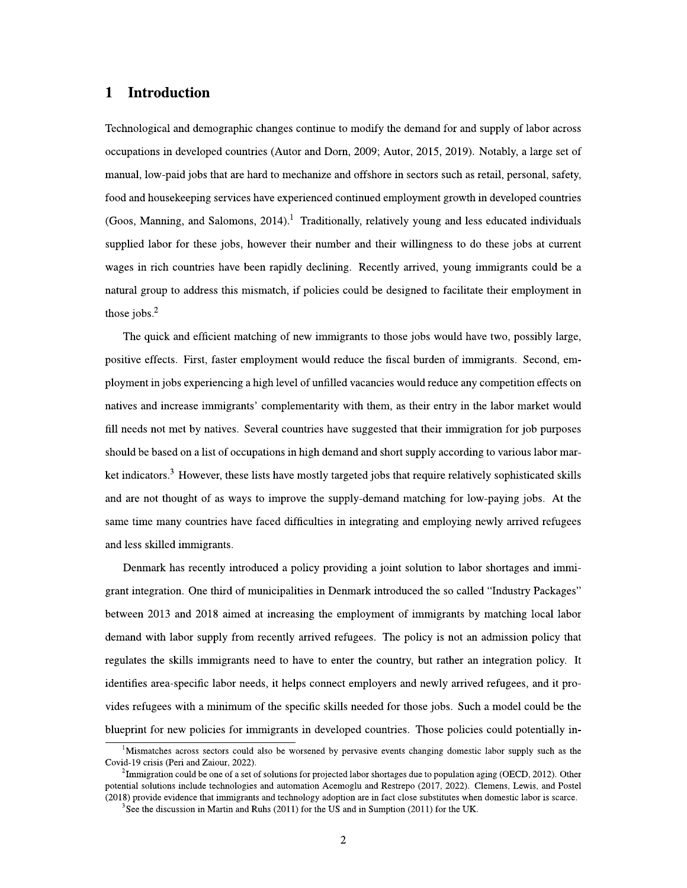# 1 Introduction

Technological and demographic changes continue to modify the demand for and supply of labor across occupations in developed countries (Autor and Dorn, 2009; Autor, 2015, 2019). Notably, a large set of manual, low-paid jobs that are hard to mechanize and offshore in sectors such as retail, personal, safety, food and housekeeping services have experienced continued employment growth in developed countries (Goos, Manning, and Salomons, 2014).[1] Traditionally, relatively young and less educated individuals supplied labor for these jobs, however their number and their willingness to do these jobs at current wages in rich countries have been rapidly declining. Recently arrived, young immigrants could be a natural group to address this mismatch, if policies could be designed to facilitate their employment in those jobs.[2]

The quick and efficient matching of new immigrants to those jobs would have two, possibly large, positive effects. First, faster employment would reduce the fiscal burden of immigrants. Second, employment in jobs experiencing a high level of unfilled vacancies would reduce any competition effects on natives and increase immigrants' complementarity with them, as their entry in the labor market would fill needs not met by natives. Several countries have suggested that their immigration for job purposes should be based on a list of occupations in high demand and short supply according to various labor market indicators.[3] However, these lists have mostly targeted jobs that require relatively sophisticated skills and are not thought of as ways to improve the supply-demand matching for low-paying jobs. At the same time many countries have faced difficulties in integrating and employing newly arrived refugees and less skilled immigrants.

Denmark has recently introduced a policy providing a joint solution to labor shortages and immigrant integration. One third of municipalities in Denmark introduced the so called "Industry Packages" between 2013 and 2018 aimed at increasing the employment of immigrants by matching local labor demand with labor supply from recently arrived refugees. The policy is not an admission policy that regulates the skills immigrants need to have to enter the country, but rather an integration policy. It identifies area-specific labor needs, it helps connect employers and newly arrived refugees, and it provides refugees with a minimum of the specific skills needed for those jobs. Such a model could be the blueprint for new policies for immigrants in developed countries. Those policies could potentially in-

[1] Mismatches across sectors could also be worsened by pervasive events changing domestic labor supply such as the Covid-19 crisis (Peri and Zaiour, 2022).

[2] Immigration could be one of a set of solutions for projected labor shortages due to population aging (OECD, 2012). Other potential solutions include technologies and automation Acemoglu and Restrepo (2017, 2022). Clemens, Lewis, and Postel (2018) provide evidence that immigrants and technology adoption are in fact close substitutes when domestic labor is scarce.

[3] See the discussion in Martin and Ruhs (2011) for the US and in Sumption (2011) for the UK.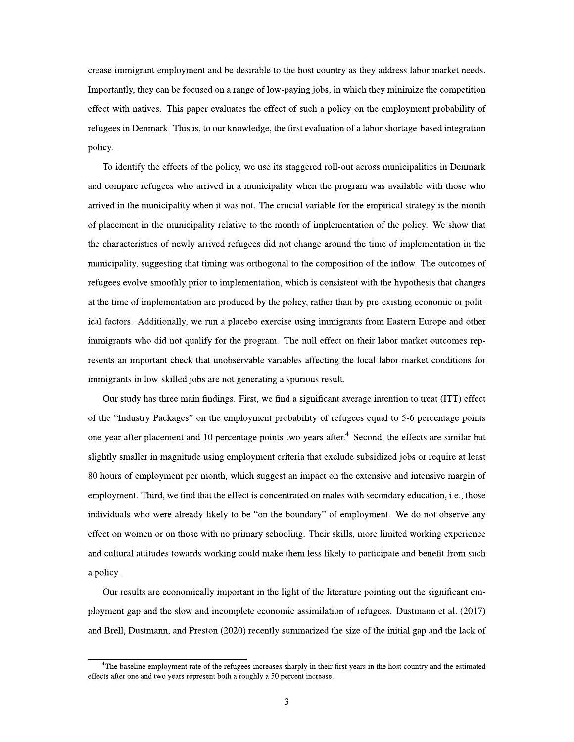crease immigrant employment and be desirable to the host country as they address labor market needs. Importantly, they can be focused on a range of low-paying jobs, in which they minimize the competition effect with natives. This paper evaluates the effect of such a policy on the employment probability of refugees in Denmark. This is, to our knowledge, the first evaluation of a labor shortage-based integration policy.

To identify the effects of the policy, we use its staggered roll-out across municipalities in Denmark and compare refugees who arrived in a municipality when the program was available with those who arrived in the municipality when it was not. The crucial variable for the empirical strategy is the month of placement in the municipality relative to the month of implementation of the policy. We show that the characteristics of newly arrived refugees did not change around the time of implementation in the municipality, suggesting that timing was orthogonal to the composition of the inflow. The outcomes of refugees evolve smoothly prior to implementation, which is consistent with the hypothesis that changes at the time of implementation are produced by the policy, rather than by pre-existing economic or political factors. Additionally, we run a placebo exercise using immigrants from Eastern Europe and other immigrants who did not qualify for the program. The null effect on their labor market outcomes represents an important check that unobservable variables affecting the local labor market conditions for immigrants in low-skilled jobs are not generating a spurious result.

Our study has three main findings. First, we find a significant average intention to treat (ITT) effect of the "Industry Packages" on the employment probability of refugees equal to 5-6 percentage points one year after placement and 10 percentage points two years after.[4] Second, the effects are similar but slightly smaller in magnitude using employment criteria that exclude subsidized jobs or require at least 80 hours of employment per month, which suggest an impact on the extensive and intensive margin of employment. Third, we find that the effect is concentrated on males with secondary education, i.e., those individuals who were already likely to be "on the boundary" of employment. We do not observe any effect on women or on those with no primary schooling. Their skills, more limited working experience and cultural attitudes towards working could make them less likely to participate and benefit from such a policy.

Our results are economically important in the light of the literature pointing out the significant employment gap and the slow and incomplete economic assimilation of refugees. Dustmann et al. (2017) and Brell, Dustmann, and Preston (2020) recently summarized the size of the initial gap and the lack of

[4] The baseline employment rate of the refugees increases sharply in their first years in the host country and the estimated effects after one and two years represent both a roughly a 50 percent increase.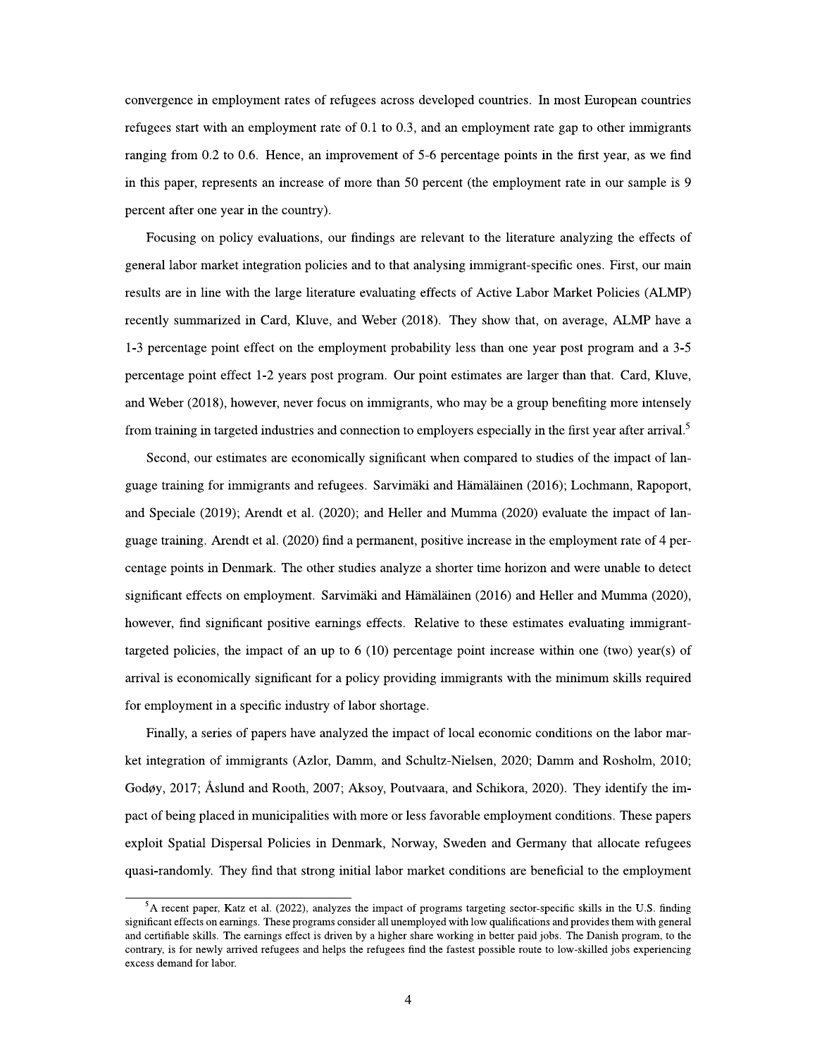convergence in employment rates of refugees across developed countries. In most European countries refugees start with an employment rate of 0.1 to 0.3, and an employment rate gap to other immigrants ranging from 0.2 to 0.6. Hence, an improvement of 5-6 percentage points in the first year, as we find in this paper, represents an increase of more than 50 percent (the employment rate in our sample is 9 percent after one year in the country).

Focusing on policy evaluations, our findings are relevant to the literature analyzing the effects of general labor market integration policies and to that analysing immigrant-specific ones. First, our main results are in line with the large literature evaluating effects of Active Labor Market Policies (ALMP) recently summarized in Card, Kluve, and Weber (2018). They show that, on average, ALMP have a 1-3 percentage point effect on the employment probability less than one year post program and a 3-5 percentage point effect 1-2 years post program. Our point estimates are larger than that. Card, Kluve, and Weber (2018), however, never focus on immigrants, who may be a group benefiting more intensely from training in targeted industries and connection to employers especially in the first year after arrival.[5]

Second, our estimates are economically significant when compared to studies of the impact of language training for immigrants and refugees. Sarvimäki and Hämäläinen (2016); Lochmann, Rapoport, and Speciale (2019); Arendt et al. (2020); and Heller and Mumma (2020) evaluate the impact of language training. Arendt et al. (2020) find a permanent, positive increase in the employment rate of 4 percentage points in Denmark. The other studies analyze a shorter time horizon and were unable to detect significant effects on employment. Sarvimäki and Hämäläinen (2016) and Heller and Mumma (2020), however, find significant positive earnings effects. Relative to these estimates evaluating immigrant-targeted policies, the impact of an up to 6 (10) percentage point increase within one (two) year(s) of arrival is economically significant for a policy providing immigrants with the minimum skills required for employment in a specific industry of labor shortage.

Finally, a series of papers have analyzed the impact of local economic conditions on the labor market integration of immigrants (Azlor, Damm, and Schultz-Nielsen, 2020; Damm and Rosholm, 2010; Godøy, 2017; Åslund and Rooth, 2007; Aksoy, Poutvaara, and Schikora, 2020). They identify the impact of being placed in municipalities with more or less favorable employment conditions. These papers exploit Spatial Dispersal Policies in Denmark, Norway, Sweden and Germany that allocate refugees quasi-randomly. They find that strong initial labor market conditions are beneficial to the employment

[5] A recent paper, Katz et al. (2022), analyzes the impact of programs targeting sector-specific skills in the U.S. finding significant effects on earnings. These programs consider all unemployed with low qualifications and provides them with general and certifiable skills. The earnings effect is driven by a higher share working in better paid jobs. The Danish program, to the contrary, is for newly arrived refugees and helps the refugees find the fastest possible route to low-skilled jobs experiencing excess demand for labor.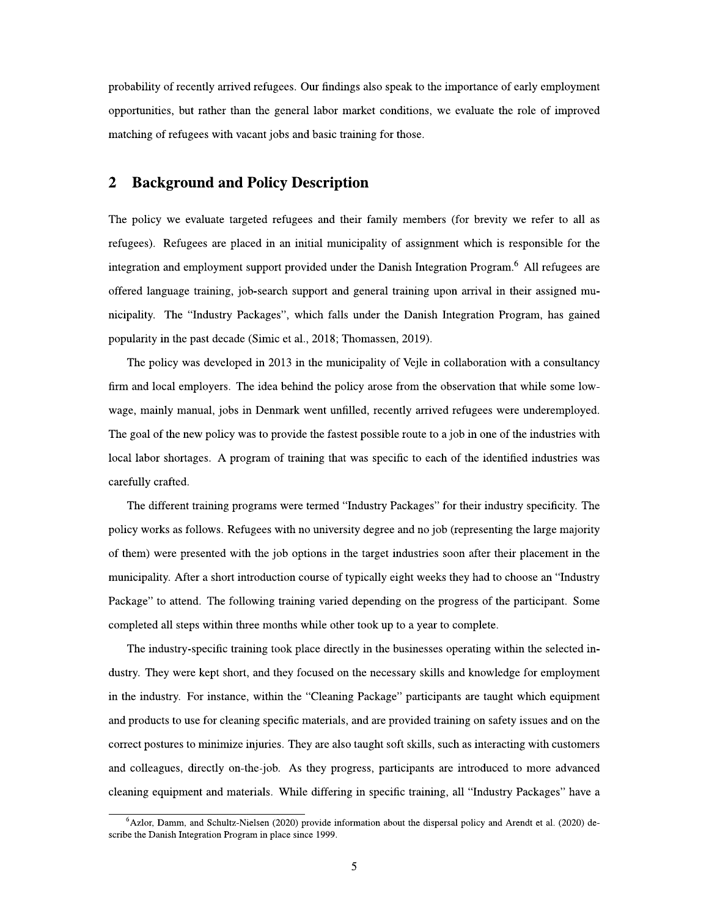probability of recently arrived refugees. Our findings also speak to the importance of early employment opportunities, but rather than the general labor market conditions, we evaluate the role of improved matching of refugees with vacant jobs and basic training for those.

## 2 Background and Policy Description

The policy we evaluate targeted refugees and their family members (for brevity we refer to all as refugees). Refugees are placed in an initial municipality of assignment which is responsible for the integration and employment support provided under the Danish Integration Program.[6] All refugees are offered language training, job-search support and general training upon arrival in their assigned municipality. The "Industry Packages", which falls under the Danish Integration Program, has gained popularity in the past decade (Simic et al., 2018; Thomassen, 2019).

The policy was developed in 2013 in the municipality of Vejle in collaboration with a consultancy firm and local employers. The idea behind the policy arose from the observation that while some low-wage, mainly manual, jobs in Denmark went unfilled, recently arrived refugees were underemployed. The goal of the new policy was to provide the fastest possible route to a job in one of the industries with local labor shortages. A program of training that was specific to each of the identified industries was carefully crafted.

The different training programs were termed "Industry Packages" for their industry specificity. The policy works as follows. Refugees with no university degree and no job (representing the large majority of them) were presented with the job options in the target industries soon after their placement in the municipality. After a short introduction course of typically eight weeks they had to choose an "Industry Package" to attend. The following training varied depending on the progress of the participant. Some completed all steps within three months while other took up to a year to complete.

The industry-specific training took place directly in the businesses operating within the selected industry. They were kept short, and they focused on the necessary skills and knowledge for employment in the industry. For instance, within the "Cleaning Package" participants are taught which equipment and products to use for cleaning specific materials, and are provided training on safety issues and on the correct postures to minimize injuries. They are also taught soft skills, such as interacting with customers and colleagues, directly on-the-job. As they progress, participants are introduced to more advanced cleaning equipment and materials. While differing in specific training, all "Industry Packages" have a

[6] Azlor, Damm, and Schultz-Nielsen (2020) provide information about the dispersal policy and Arendt et al. (2020) describe the Danish Integration Program in place since 1999.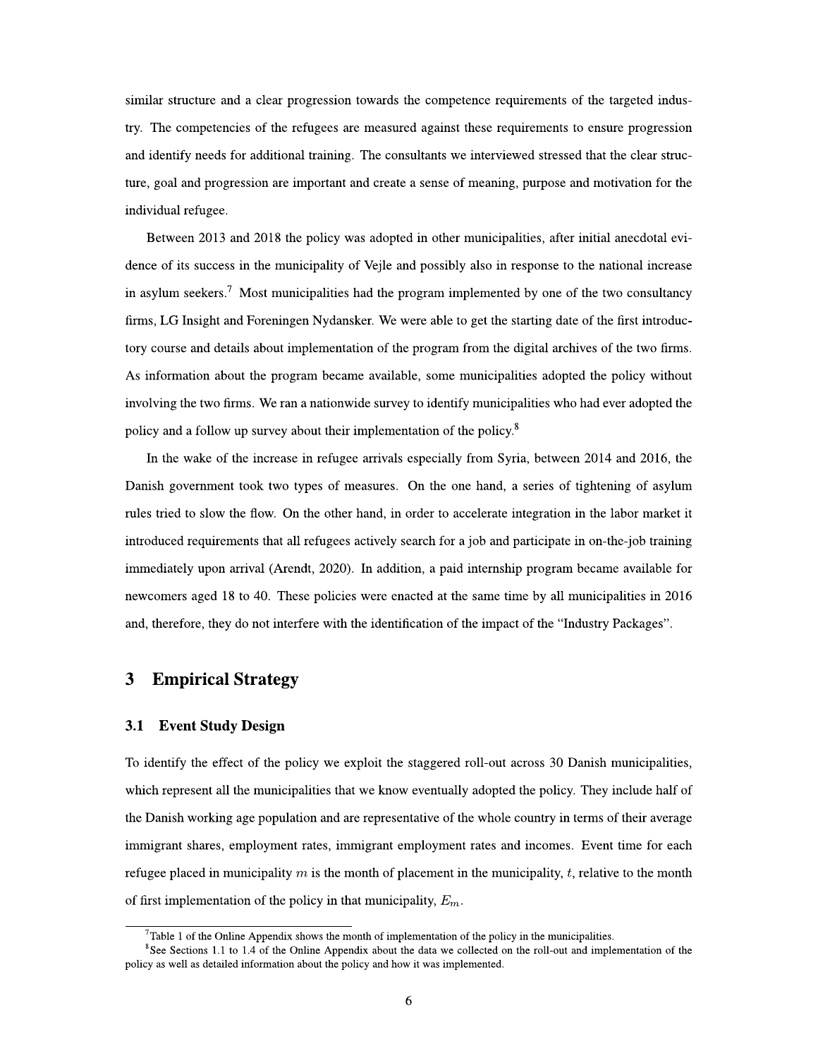similar structure and a clear progression towards the competence requirements of the targeted industry. The competencies of the refugees are measured against these requirements to ensure progression and identify needs for additional training. The consultants we interviewed stressed that the clear structure, goal and progression are important and create a sense of meaning, purpose and motivation for the individual refugee.

Between 2013 and 2018 the policy was adopted in other municipalities, after initial anecdotal evidence of its success in the municipality of Vejle and possibly also in response to the national increase in asylum seekers.[7] Most municipalities had the program implemented by one of the two consultancy firms, LG Insight and Foreningen Nydansker. We were able to get the starting date of the first introductory course and details about implementation of the program from the digital archives of the two firms. As information about the program became available, some municipalities adopted the policy without involving the two firms. We ran a nationwide survey to identify municipalities who had ever adopted the policy and a follow up survey about their implementation of the policy.[8]

In the wake of the increase in refugee arrivals especially from Syria, between 2014 and 2016, the Danish government took two types of measures. On the one hand, a series of tightening of asylum rules tried to slow the flow. On the other hand, in order to accelerate integration in the labor market it introduced requirements that all refugees actively search for a job and participate in on-the-job training immediately upon arrival (Arendt, 2020). In addition, a paid internship program became available for newcomers aged 18 to 40. These policies were enacted at the same time by all municipalities in 2016 and, therefore, they do not interfere with the identification of the impact of the "Industry Packages".

# 3 Empirical Strategy

## 3.1 Event Study Design

To identify the effect of the policy we exploit the staggered roll-out across 30 Danish municipalities, which represent all the municipalities that we know eventually adopted the policy. They include half of the Danish working age population and are representative of the whole country in terms of their average immigrant shares, employment rates, immigrant employment rates and incomes. Event time for each refugee placed in municipality $m$ is the month of placement in the municipality, $t$, relative to the month of first implementation of the policy in that municipality, $E_m$.

[7] Table 1 of the Online Appendix shows the month of implementation of the policy in the municipalities.

[8] See Sections 1.1 to 1.4 of the Online Appendix about the data we collected on the roll-out and implementation of the policy as well as detailed information about the policy and how it was implemented.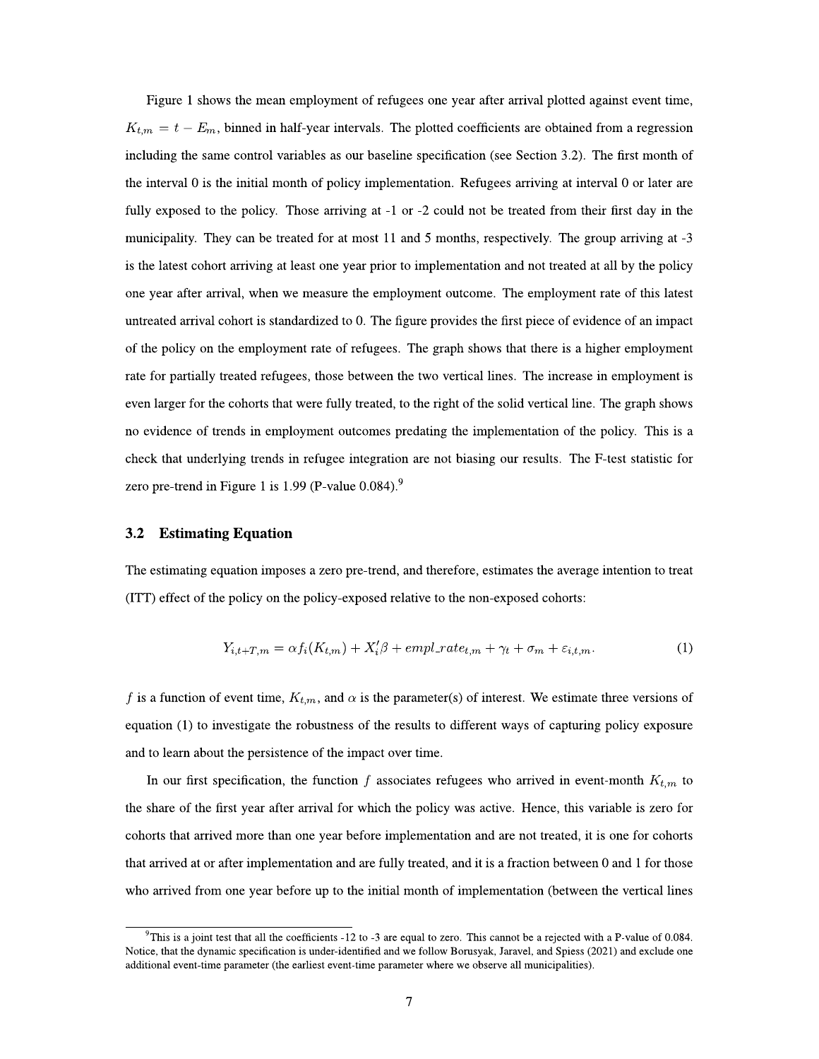Figure 1 shows the mean employment of refugees one year after arrival plotted against event time, $K_{t,m} = t - E_m$, binned in half-year intervals. The plotted coefficients are obtained from a regression including the same control variables as our baseline specification (see Section 3.2). The first month of the interval 0 is the initial month of policy implementation. Refugees arriving at interval 0 or later are fully exposed to the policy. Those arriving at -1 or -2 could not be treated from their first day in the municipality. They can be treated for at most 11 and 5 months, respectively. The group arriving at -3 is the latest cohort arriving at least one year prior to implementation and not treated at all by the policy one year after arrival, when we measure the employment outcome. The employment rate of this latest untreated arrival cohort is standardized to 0. The figure provides the first piece of evidence of an impact of the policy on the employment rate of refugees. The graph shows that there is a higher employment rate for partially treated refugees, those between the two vertical lines. The increase in employment is even larger for the cohorts that were fully treated, to the right of the solid vertical line. The graph shows no evidence of trends in employment outcomes predating the implementation of the policy. This is a check that underlying trends in refugee integration are not biasing our results. The F-test statistic for zero pre-trend in Figure 1 is 1.99 (P-value 0.084).[9]

### 3.2 Estimating Equation

The estimating equation imposes a zero pre-trend, and therefore, estimates the average intention to treat (ITT) effect of the policy on the policy-exposed relative to the non-exposed cohorts:

$$Y_{i,t+T,m} = \alpha f_i(K_{t,m}) + X_i'\beta + empl\_rate_{t,m} + \gamma_t + \sigma_m + \varepsilon_{i,t,m}. \tag{1}$$

$f$ is a function of event time, $K_{t,m}$, and $\alpha$ is the parameter(s) of interest. We estimate three versions of equation (1) to investigate the robustness of the results to different ways of capturing policy exposure and to learn about the persistence of the impact over time.

In our first specification, the function $f$ associates refugees who arrived in event-month $K_{t,m}$ to the share of the first year after arrival for which the policy was active. Hence, this variable is zero for cohorts that arrived more than one year before implementation and are not treated, it is one for cohorts that arrived at or after implementation and are fully treated, and it is a fraction between 0 and 1 for those who arrived from one year before up to the initial month of implementation (between the vertical lines

[9] This is a joint test that all the coefficients -12 to -3 are equal to zero. This cannot be a rejected with a P-value of 0.084. Notice, that the dynamic specification is under-identified and we follow Borusyak, Jaravel, and Spiess (2021) and exclude one additional event-time parameter (the earliest event-time parameter where we observe all municipalities).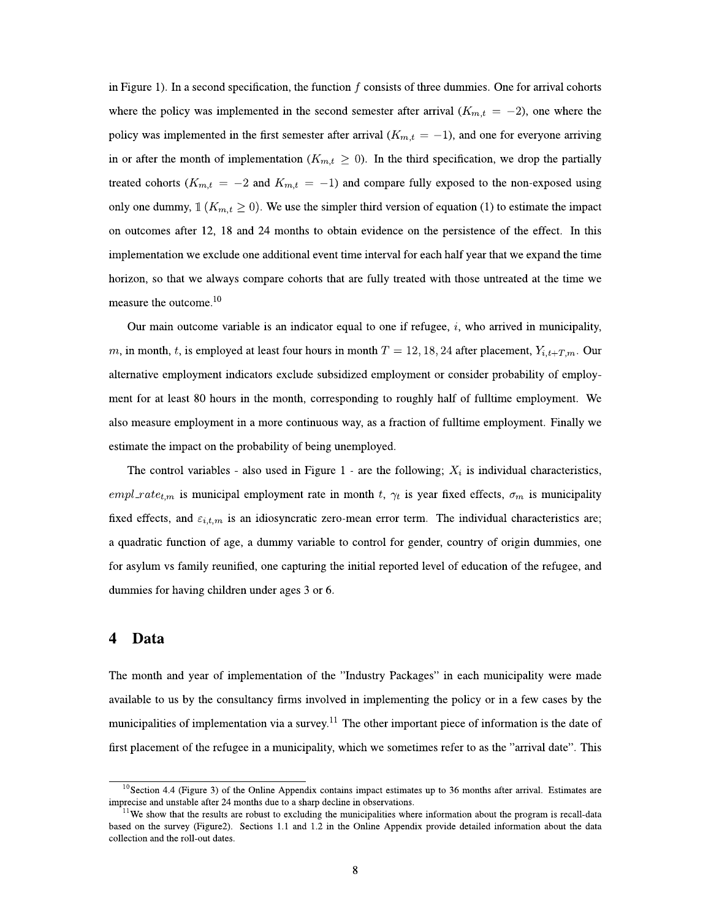in Figure 1). In a second specification, the function $f$ consists of three dummies. One for arrival cohorts where the policy was implemented in the second semester after arrival ($K_{m,t} = -2$), one where the policy was implemented in the first semester after arrival ($K_{m,t} = -1$), and one for everyone arriving in or after the month of implementation ($K_{m,t} \geq 0$). In the third specification, we drop the partially treated cohorts ($K_{m,t} = -2$ and $K_{m,t} = -1$) and compare fully exposed to the non-exposed using only one dummy, $\mathbb{1}(K_{m,t} \geq 0)$. We use the simpler third version of equation (1) to estimate the impact on outcomes after 12, 18 and 24 months to obtain evidence on the persistence of the effect. In this implementation we exclude one additional event time interval for each half year that we expand the time horizon, so that we always compare cohorts that are fully treated with those untreated at the time we measure the outcome.[10]

Our main outcome variable is an indicator equal to one if refugee, $i$, who arrived in municipality, $m$, in month, $t$, is employed at least four hours in month $T = 12, 18, 24$ after placement, $Y_{i,t+T,m}$. Our alternative employment indicators exclude subsidized employment or consider probability of employment for at least 80 hours in the month, corresponding to roughly half of fulltime employment. We also measure employment in a more continuous way, as a fraction of fulltime employment. Finally we estimate the impact on the probability of being unemployed.

The control variables - also used in Figure 1 - are the following; $X_i$ is individual characteristics, $empl\_rate_{t,m}$ is municipal employment rate in month $t$, $\gamma_t$ is year fixed effects, $\sigma_m$ is municipality fixed effects, and $\varepsilon_{i,t,m}$ is an idiosyncratic zero-mean error term. The individual characteristics are; a quadratic function of age, a dummy variable to control for gender, country of origin dummies, one for asylum vs family reunified, one capturing the initial reported level of education of the refugee, and dummies for having children under ages 3 or 6.

# 4 Data

The month and year of implementation of the "Industry Packages" in each municipality were made available to us by the consultancy firms involved in implementing the policy or in a few cases by the municipalities of implementation via a survey.[11] The other important piece of information is the date of first placement of the refugee in a municipality, which we sometimes refer to as the "arrival date". This

[10] Section 4.4 (Figure 3) of the Online Appendix contains impact estimates up to 36 months after arrival. Estimates are imprecise and unstable after 24 months due to a sharp decline in observations.

[11] We show that the results are robust to excluding the municipalities where information about the program is recall-data based on the survey (Figure2). Sections 1.1 and 1.2 in the Online Appendix provide detailed information about the data collection and the roll-out dates.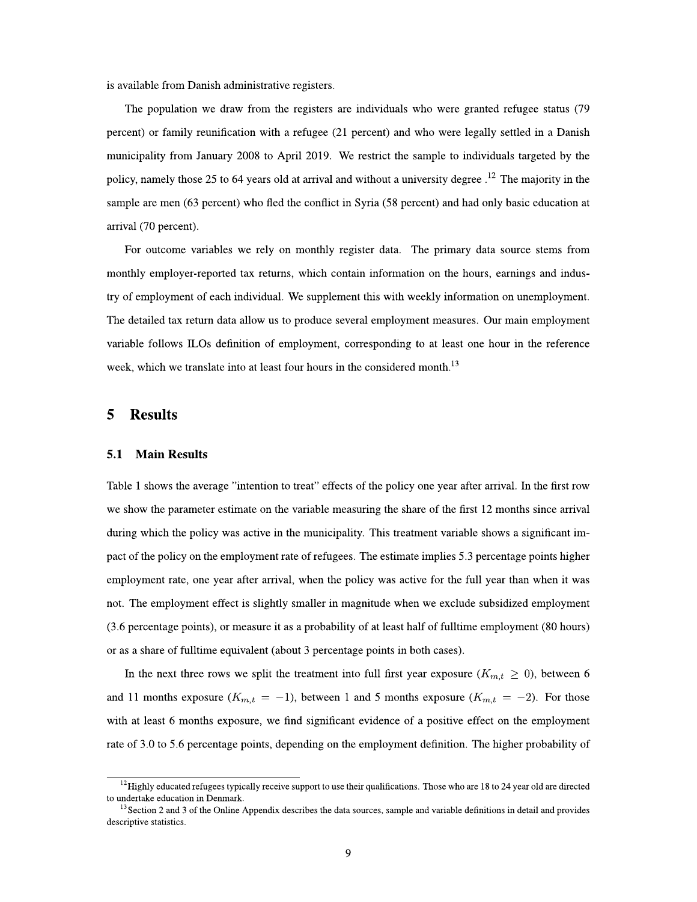is available from Danish administrative registers.

The population we draw from the registers are individuals who were granted refugee status (79 percent) or family reunification with a refugee (21 percent) and who were legally settled in a Danish municipality from January 2008 to April 2019. We restrict the sample to individuals targeted by the policy, namely those 25 to 64 years old at arrival and without a university degree .[12] The majority in the sample are men (63 percent) who fled the conflict in Syria (58 percent) and had only basic education at arrival (70 percent).

For outcome variables we rely on monthly register data. The primary data source stems from monthly employer-reported tax returns, which contain information on the hours, earnings and industry of employment of each individual. We supplement this with weekly information on unemployment. The detailed tax return data allow us to produce several employment measures. Our main employment variable follows ILOs definition of employment, corresponding to at least one hour in the reference week, which we translate into at least four hours in the considered month.[13]

## 5 Results

### 5.1 Main Results

Table 1 shows the average "intention to treat" effects of the policy one year after arrival. In the first row we show the parameter estimate on the variable measuring the share of the first 12 months since arrival during which the policy was active in the municipality. This treatment variable shows a significant impact of the policy on the employment rate of refugees. The estimate implies 5.3 percentage points higher employment rate, one year after arrival, when the policy was active for the full year than when it was not. The employment effect is slightly smaller in magnitude when we exclude subsidized employment (3.6 percentage points), or measure it as a probability of at least half of fulltime employment (80 hours) or as a share of fulltime equivalent (about 3 percentage points in both cases).

In the next three rows we split the treatment into full first year exposure ($K_{m,t} \geq 0$), between 6 and 11 months exposure ($K_{m,t} = -1$), between 1 and 5 months exposure ($K_{m,t} = -2$). For those with at least 6 months exposure, we find significant evidence of a positive effect on the employment rate of 3.0 to 5.6 percentage points, depending on the employment definition. The higher probability of

[12] Highly educated refugees typically receive support to use their qualifications. Those who are 18 to 24 year old are directed to undertake education in Denmark.

[13] Section 2 and 3 of the Online Appendix describes the data sources, sample and variable definitions in detail and provides descriptive statistics.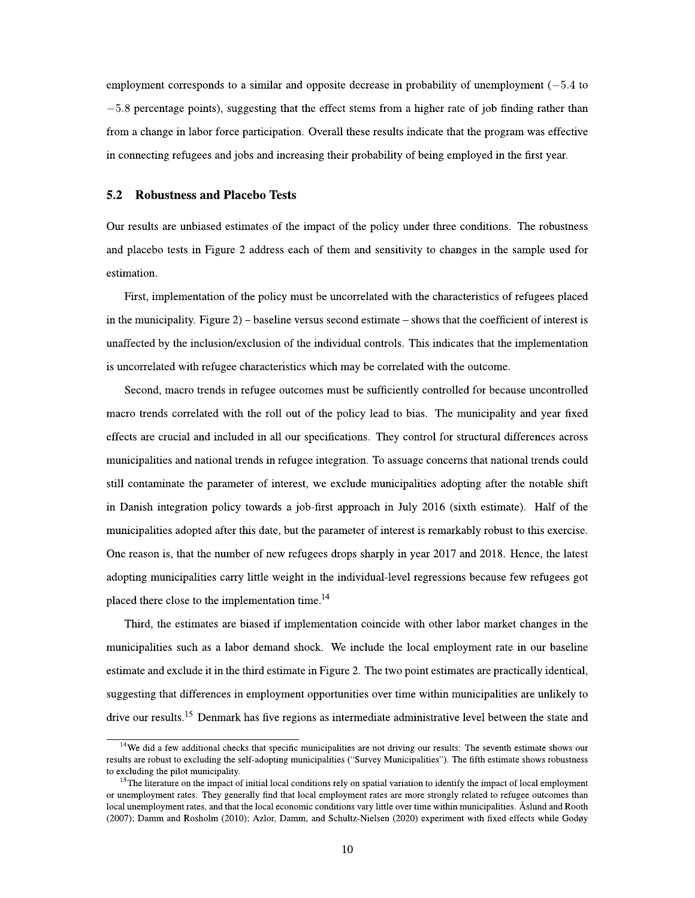employment corresponds to a similar and opposite decrease in probability of unemployment ($-5.4$ to $-5.8$ percentage points), suggesting that the effect stems from a higher rate of job finding rather than from a change in labor force participation. Overall these results indicate that the program was effective in connecting refugees and jobs and increasing their probability of being employed in the first year.

### 5.2 Robustness and Placebo Tests

Our results are unbiased estimates of the impact of the policy under three conditions. The robustness and placebo tests in Figure 2 address each of them and sensitivity to changes in the sample used for estimation.

First, implementation of the policy must be uncorrelated with the characteristics of refugees placed in the municipality. Figure 2) – baseline versus second estimate – shows that the coefficient of interest is unaffected by the inclusion/exclusion of the individual controls. This indicates that the implementation is uncorrelated with refugee characteristics which may be correlated with the outcome.

Second, macro trends in refugee outcomes must be sufficiently controlled for because uncontrolled macro trends correlated with the roll out of the policy lead to bias. The municipality and year fixed effects are crucial and included in all our specifications. They control for structural differences across municipalities and national trends in refugee integration. To assuage concerns that national trends could still contaminate the parameter of interest, we exclude municipalities adopting after the notable shift in Danish integration policy towards a job-first approach in July 2016 (sixth estimate). Half of the municipalities adopted after this date, but the parameter of interest is remarkably robust to this exercise. One reason is, that the number of new refugees drops sharply in year 2017 and 2018. Hence, the latest adopting municipalities carry little weight in the individual-level regressions because few refugees got placed there close to the implementation time.[14]

Third, the estimates are biased if implementation coincide with other labor market changes in the municipalities such as a labor demand shock. We include the local employment rate in our baseline estimate and exclude it in the third estimate in Figure 2. The two point estimates are practically identical, suggesting that differences in employment opportunities over time within municipalities are unlikely to drive our results.[15] Denmark has five regions as intermediate administrative level between the state and

[14] We did a few additional checks that specific municipalities are not driving our results: The seventh estimate shows our results are robust to excluding the self-adopting municipalities ("Survey Municipalities"). The fifth estimate shows robustness to excluding the pilot municipality.

[15] The literature on the impact of initial local conditions rely on spatial variation to identify the impact of local employment or unemployment rates. They generally find that local employment rates are more strongly related to refugee outcomes than local unemployment rates, and that the local economic conditions vary little over time within municipalities. Åslund and Rooth (2007); Damm and Rosholm (2010); Azlor, Damm, and Schultz-Nielsen (2020) experiment with fixed effects while Godøy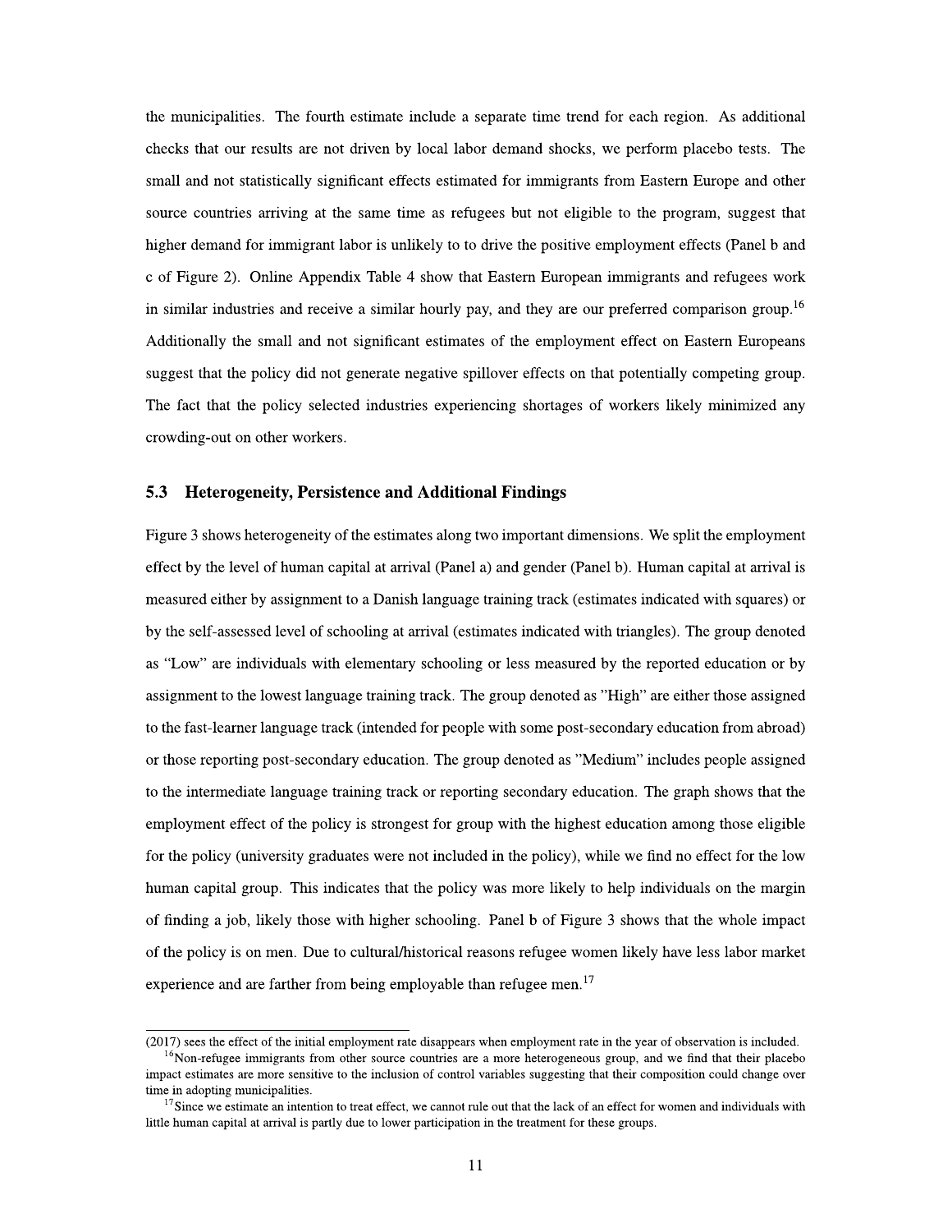the municipalities. The fourth estimate include a separate time trend for each region. As additional checks that our results are not driven by local labor demand shocks, we perform placebo tests. The small and not statistically significant effects estimated for immigrants from Eastern Europe and other source countries arriving at the same time as refugees but not eligible to the program, suggest that higher demand for immigrant labor is unlikely to to drive the positive employment effects (Panel b and c of Figure 2). Online Appendix Table 4 show that Eastern European immigrants and refugees work in similar industries and receive a similar hourly pay, and they are our preferred comparison group.[16] Additionally the small and not significant estimates of the employment effect on Eastern Europeans suggest that the policy did not generate negative spillover effects on that potentially competing group. The fact that the policy selected industries experiencing shortages of workers likely minimized any crowding-out on other workers.

### 5.3 Heterogeneity, Persistence and Additional Findings

Figure 3 shows heterogeneity of the estimates along two important dimensions. We split the employment effect by the level of human capital at arrival (Panel a) and gender (Panel b). Human capital at arrival is measured either by assignment to a Danish language training track (estimates indicated with squares) or by the self-assessed level of schooling at arrival (estimates indicated with triangles). The group denoted as "Low" are individuals with elementary schooling or less measured by the reported education or by assignment to the lowest language training track. The group denoted as "High" are either those assigned to the fast-learner language track (intended for people with some post-secondary education from abroad) or those reporting post-secondary education. The group denoted as "Medium" includes people assigned to the intermediate language training track or reporting secondary education. The graph shows that the employment effect of the policy is strongest for group with the highest education among those eligible for the policy (university graduates were not included in the policy), while we find no effect for the low human capital group. This indicates that the policy was more likely to help individuals on the margin of finding a job, likely those with higher schooling. Panel b of Figure 3 shows that the whole impact of the policy is on men. Due to cultural/historical reasons refugee women likely have less labor market experience and are farther from being employable than refugee men.[17]

---

(2017) sees the effect of the initial employment rate disappears when employment rate in the year of observation is included.

[16] Non-refugee immigrants from other source countries are a more heterogeneous group, and we find that their placebo impact estimates are more sensitive to the inclusion of control variables suggesting that their composition could change over time in adopting municipalities.

[17] Since we estimate an intention to treat effect, we cannot rule out that the lack of an effect for women and individuals with little human capital at arrival is partly due to lower participation in the treatment for these groups.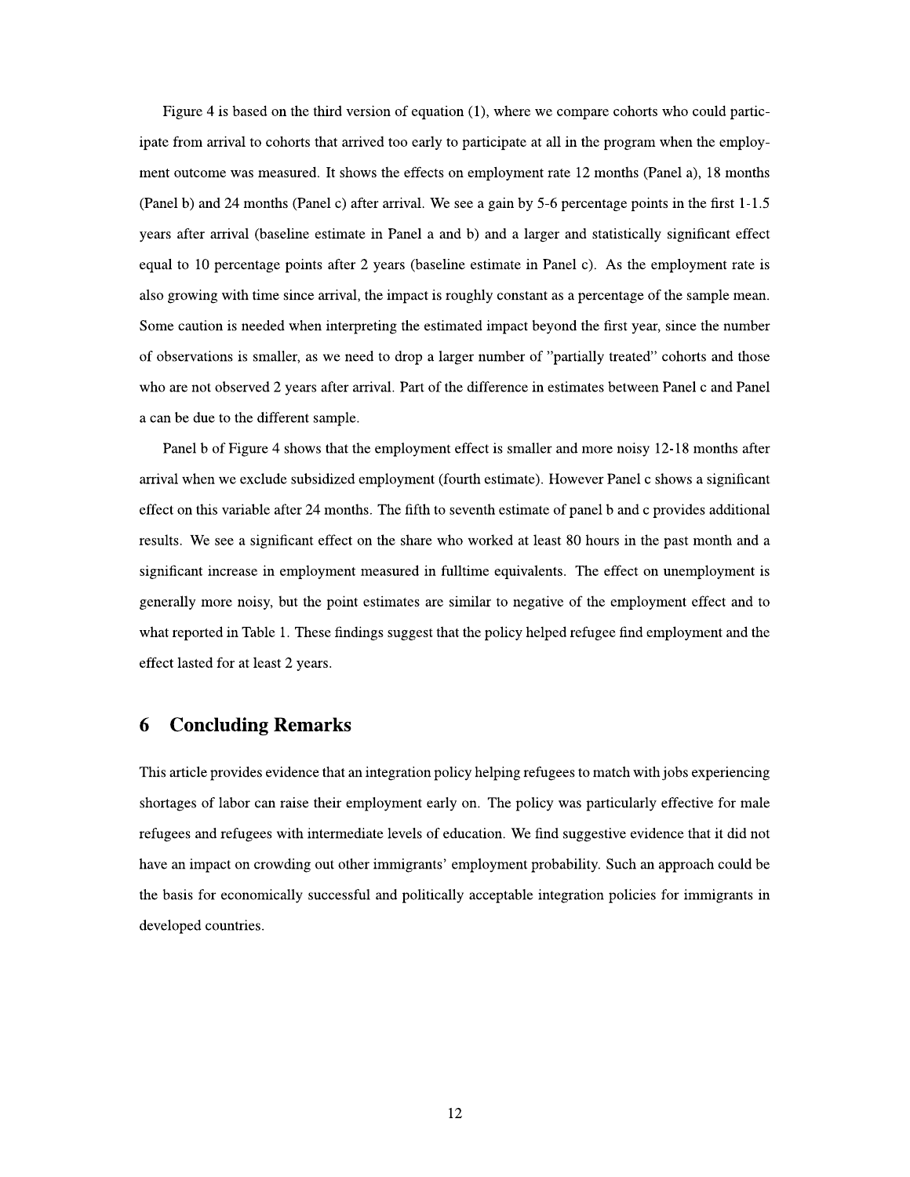Figure 4 is based on the third version of equation (1), where we compare cohorts who could participate from arrival to cohorts that arrived too early to participate at all in the program when the employment outcome was measured. It shows the effects on employment rate 12 months (Panel a), 18 months (Panel b) and 24 months (Panel c) after arrival. We see a gain by 5-6 percentage points in the first 1-1.5 years after arrival (baseline estimate in Panel a and b) and a larger and statistically significant effect equal to 10 percentage points after 2 years (baseline estimate in Panel c). As the employment rate is also growing with time since arrival, the impact is roughly constant as a percentage of the sample mean. Some caution is needed when interpreting the estimated impact beyond the first year, since the number of observations is smaller, as we need to drop a larger number of "partially treated" cohorts and those who are not observed 2 years after arrival. Part of the difference in estimates between Panel c and Panel a can be due to the different sample.

Panel b of Figure 4 shows that the employment effect is smaller and more noisy 12-18 months after arrival when we exclude subsidized employment (fourth estimate). However Panel c shows a significant effect on this variable after 24 months. The fifth to seventh estimate of panel b and c provides additional results. We see a significant effect on the share who worked at least 80 hours in the past month and a significant increase in employment measured in fulltime equivalents. The effect on unemployment is generally more noisy, but the point estimates are similar to negative of the employment effect and to what reported in Table 1. These findings suggest that the policy helped refugee find employment and the effect lasted for at least 2 years.

# 6 Concluding Remarks

This article provides evidence that an integration policy helping refugees to match with jobs experiencing shortages of labor can raise their employment early on. The policy was particularly effective for male refugees and refugees with intermediate levels of education. We find suggestive evidence that it did not have an impact on crowding out other immigrants' employment probability. Such an approach could be the basis for economically successful and politically acceptable integration policies for immigrants in developed countries.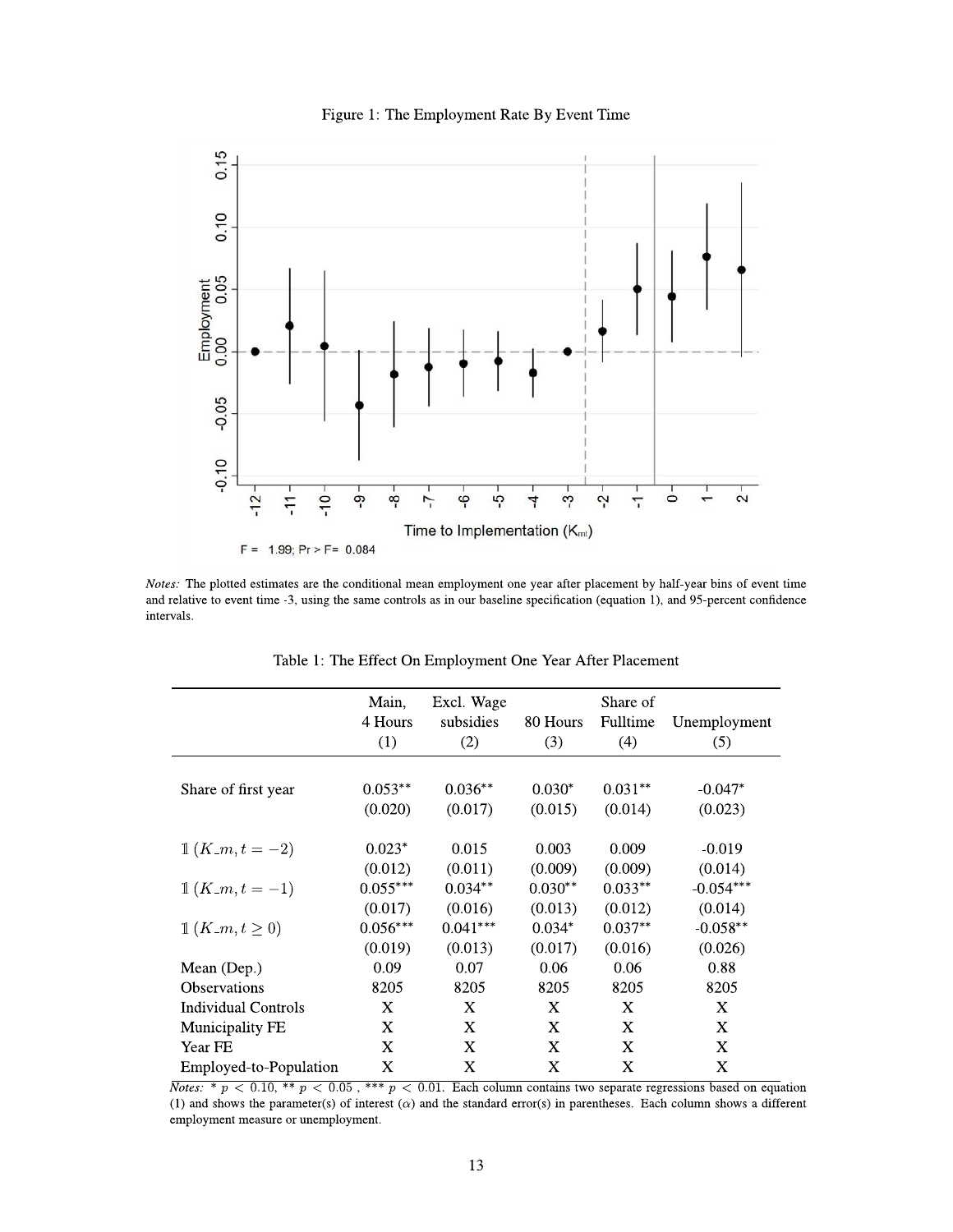Figure 1: The Employment Rate By Event Time

F = 1.99; Pr > F= 0.084

*Notes:* The plotted estimates are the conditional mean employment one year after placement by half-year bins of event time and relative to event time -3, using the same controls as in our baseline specification (equation 1), and 95-percent confidence intervals.

Table 1: The Effect On Employment One Year After Placement

| | Main, 4 Hours (1) | Excl. Wage subsidies (2) | 80 Hours (3) | Share of Fulltime (4) | Unemployment (5) |
|---|---|---|---|---|---|
| Share of first year | 0.053** | 0.036** | 0.030* | 0.031** | -0.047* |
| | (0.020) | (0.017) | (0.015) | (0.014) | (0.023) |
| $\mathbb{1}(K\_m, t = -2)$ | 0.023* | 0.015 | 0.003 | 0.009 | -0.019 |
| | (0.012) | (0.011) | (0.009) | (0.009) | (0.014) |
| $\mathbb{1}(K\_m, t = -1)$ | 0.055*** | 0.034** | 0.030** | 0.033** | -0.054*** |
| | (0.017) | (0.016) | (0.013) | (0.012) | (0.014) |
| $\mathbb{1}(K\_m, t \geq 0)$ | 0.056*** | 0.041*** | 0.034* | 0.037** | -0.058** |
| | (0.019) | (0.013) | (0.017) | (0.016) | (0.026) |
| Mean (Dep.) | 0.09 | 0.07 | 0.06 | 0.06 | 0.88 |
| Observations | 8205 | 8205 | 8205 | 8205 | 8205 |
| Individual Controls | X | X | X | X | X |
| Municipality FE | X | X | X | X | X |
| Year FE | X | X | X | X | X |
| Employed-to-Population | X | X | X | X | X |

*Notes:* * $p < 0.10$, ** $p < 0.05$ , *** $p < 0.01$. Each column contains two separate regressions based on equation (1) and shows the parameter(s) of interest ($\alpha$) and the standard error(s) in parentheses. Each column shows a different employment measure or unemployment.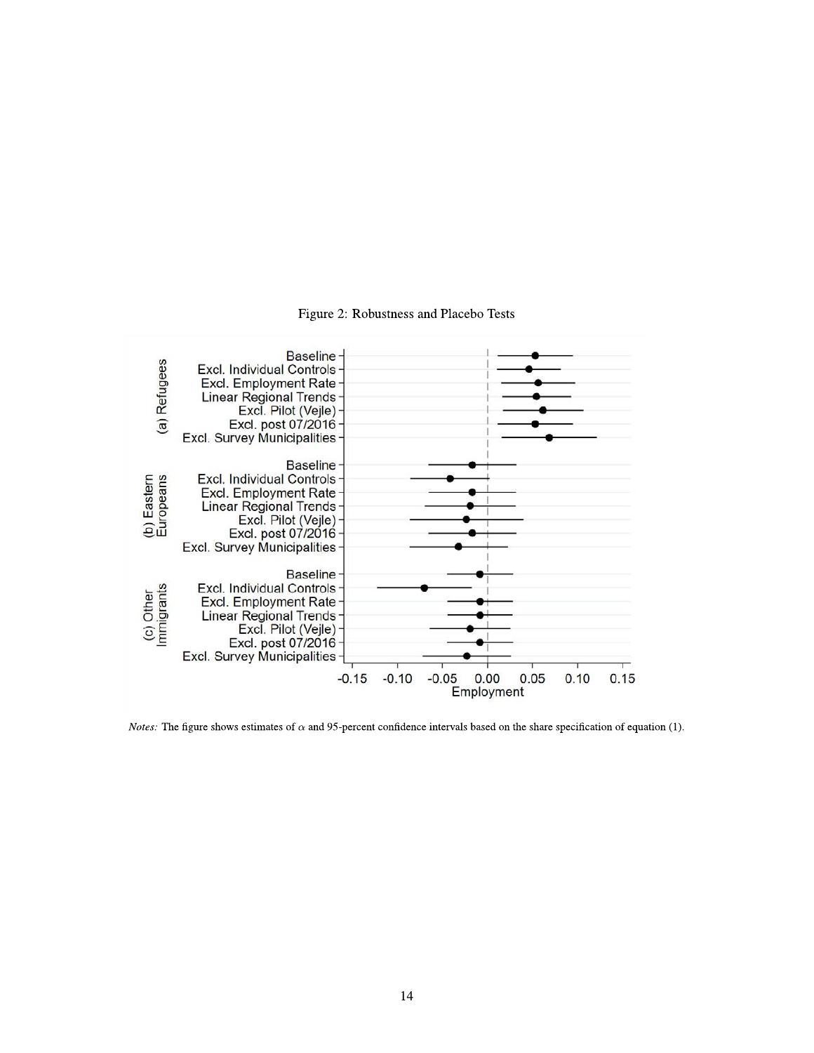Figure 2: Robustness and Placebo Tests

*Notes:* The figure shows estimates of $\alpha$ and 95-percent confidence intervals based on the share specification of equation (1).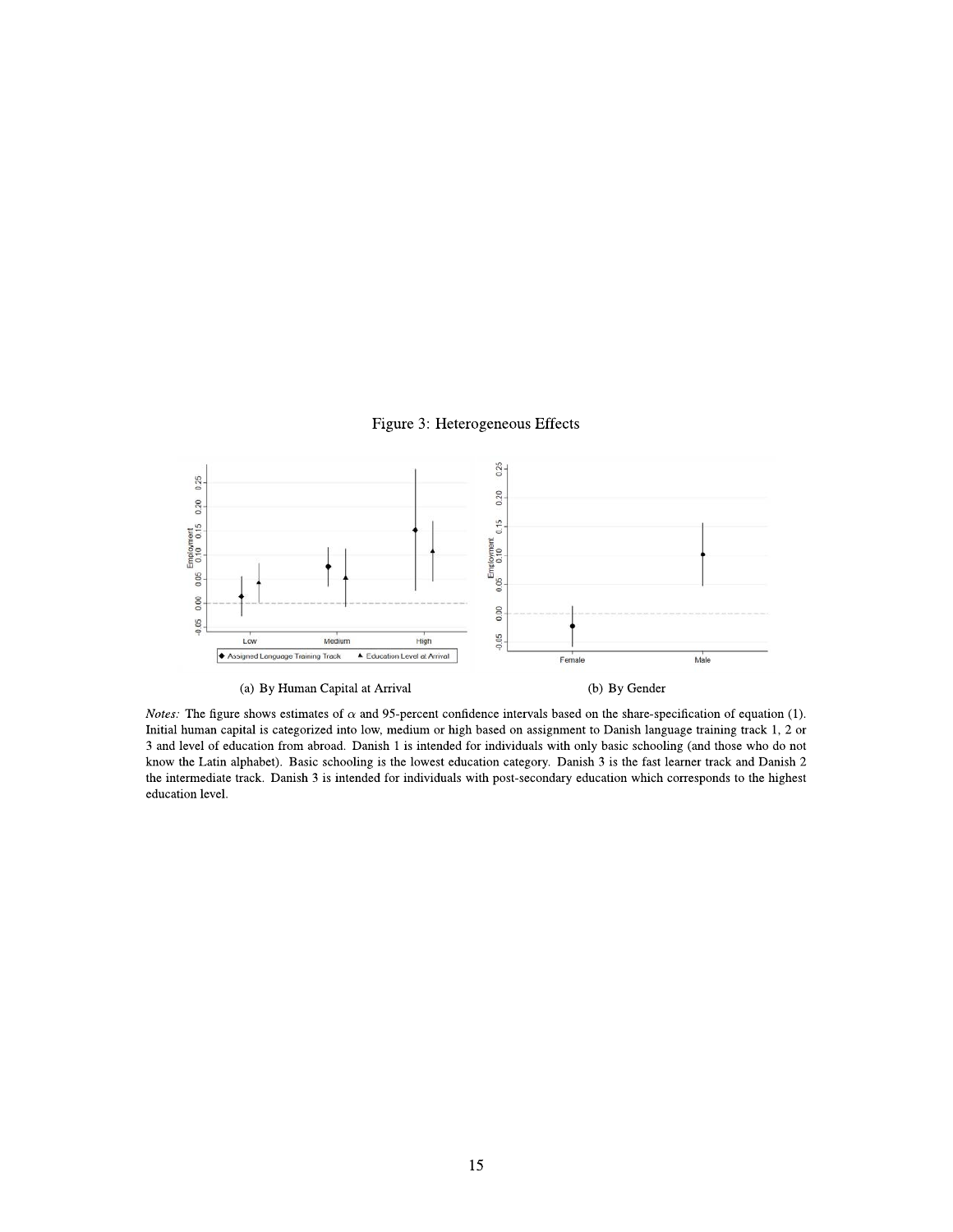Figure 3: Heterogeneous Effects

(a) By Human Capital at Arrival

(b) By Gender

*Notes:* The figure shows estimates of $\alpha$ and 95-percent confidence intervals based on the share-specification of equation (1). Initial human capital is categorized into low, medium or high based on assignment to Danish language training track 1, 2 or 3 and level of education from abroad. Danish 1 is intended for individuals with only basic schooling (and those who do not know the Latin alphabet). Basic schooling is the lowest education category. Danish 3 is the fast learner track and Danish 2 the intermediate track. Danish 3 is intended for individuals with post-secondary education which corresponds to the highest education level.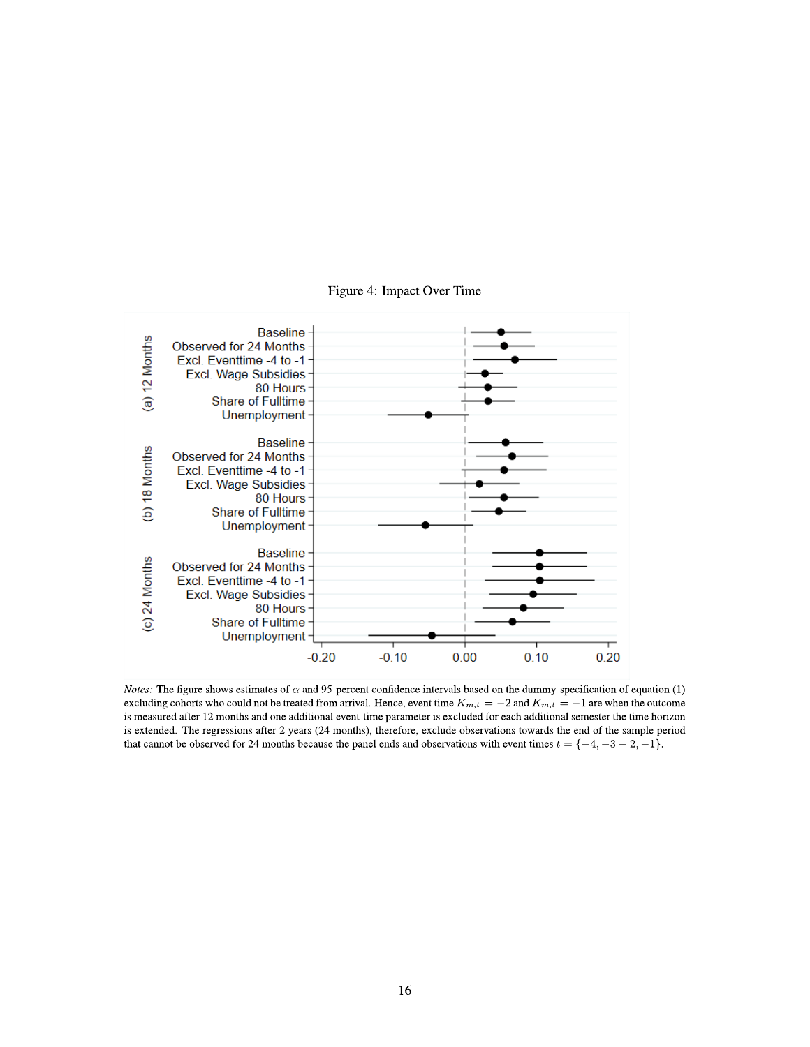Figure 4: Impact Over Time

(a) 12 Months

- Baseline
- Observed for 24 Months
- Excl. Eventtime -4 to -1
- Excl. Wage Subsidies
- 80 Hours
- Share of Fulltime
- Unemployment

(b) 18 Months

- Baseline
- Observed for 24 Months
- Excl. Eventtime -4 to -1
- Excl. Wage Subsidies
- 80 Hours
- Share of Fulltime
- Unemployment

(c) 24 Months

- Baseline
- Observed for 24 Months
- Excl. Eventtime -4 to -1
- Excl. Wage Subsidies
- 80 Hours
- Share of Fulltime
- Unemployment

-0.20 -0.10 0.00 0.10 0.20

*Notes:* The figure shows estimates of $\alpha$ and 95-percent confidence intervals based on the dummy-specification of equation (1) excluding cohorts who could not be treated from arrival. Hence, event time $K_{m,t} = -2$ and $K_{m,t} = -1$ are when the outcome is measured after 12 months and one additional event-time parameter is excluded for each additional semester the time horizon is extended. The regressions after 2 years (24 months), therefore, exclude observations towards the end of the sample period that cannot be observed for 24 months because the panel ends and observations with event times $t = \{-4, -3-2, -1\}$.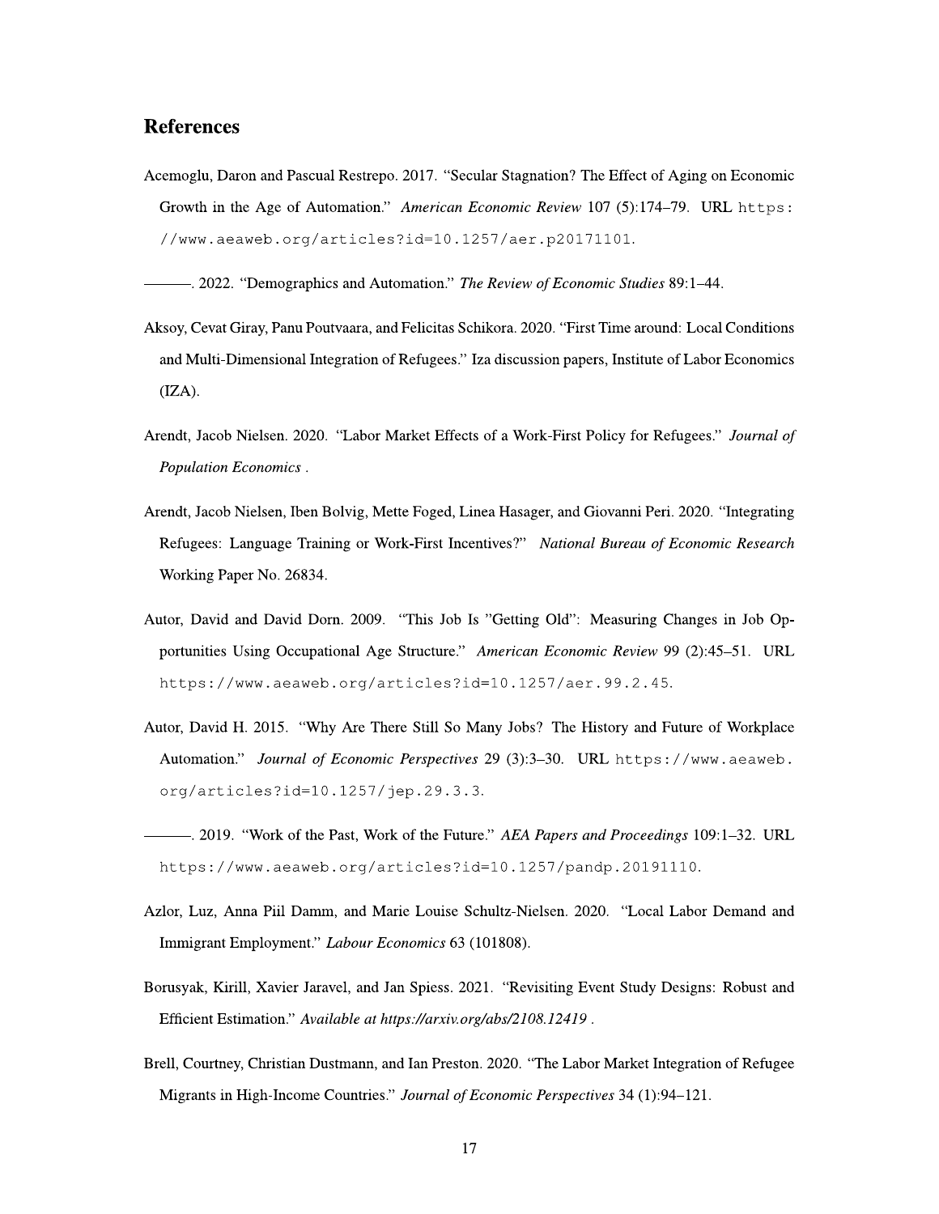## References

Acemoglu, Daron and Pascual Restrepo. 2017. "Secular Stagnation? The Effect of Aging on Economic Growth in the Age of Automation." *American Economic Review* 107 (5):174–79. URL `https://www.aeaweb.org/articles?id=10.1257/aer.p20171101`.

———. 2022. "Demographics and Automation." *The Review of Economic Studies* 89:1–44.

Aksoy, Cevat Giray, Panu Poutvaara, and Felicitas Schikora. 2020. "First Time around: Local Conditions and Multi-Dimensional Integration of Refugees." Iza discussion papers, Institute of Labor Economics (IZA).

Arendt, Jacob Nielsen. 2020. "Labor Market Effects of a Work-First Policy for Refugees." *Journal of Population Economics* .

Arendt, Jacob Nielsen, Iben Bolvig, Mette Foged, Linea Hasager, and Giovanni Peri. 2020. "Integrating Refugees: Language Training or Work-First Incentives?" *National Bureau of Economic Research* Working Paper No. 26834.

Autor, David and David Dorn. 2009. "This Job Is "Getting Old": Measuring Changes in Job Opportunities Using Occupational Age Structure." *American Economic Review* 99 (2):45–51. URL `https://www.aeaweb.org/articles?id=10.1257/aer.99.2.45`.

Autor, David H. 2015. "Why Are There Still So Many Jobs? The History and Future of Workplace Automation." *Journal of Economic Perspectives* 29 (3):3–30. URL `https://www.aeaweb.org/articles?id=10.1257/jep.29.3.3`.

———. 2019. "Work of the Past, Work of the Future." *AEA Papers and Proceedings* 109:1–32. URL `https://www.aeaweb.org/articles?id=10.1257/pandp.20191110`.

Azlor, Luz, Anna Piil Damm, and Marie Louise Schultz-Nielsen. 2020. "Local Labor Demand and Immigrant Employment." *Labour Economics* 63 (101808).

Borusyak, Kirill, Xavier Jaravel, and Jan Spiess. 2021. "Revisiting Event Study Designs: Robust and Efficient Estimation." *Available at https://arxiv.org/abs/2108.12419* .

Brell, Courtney, Christian Dustmann, and Ian Preston. 2020. "The Labor Market Integration of Refugee Migrants in High-Income Countries." *Journal of Economic Perspectives* 34 (1):94–121.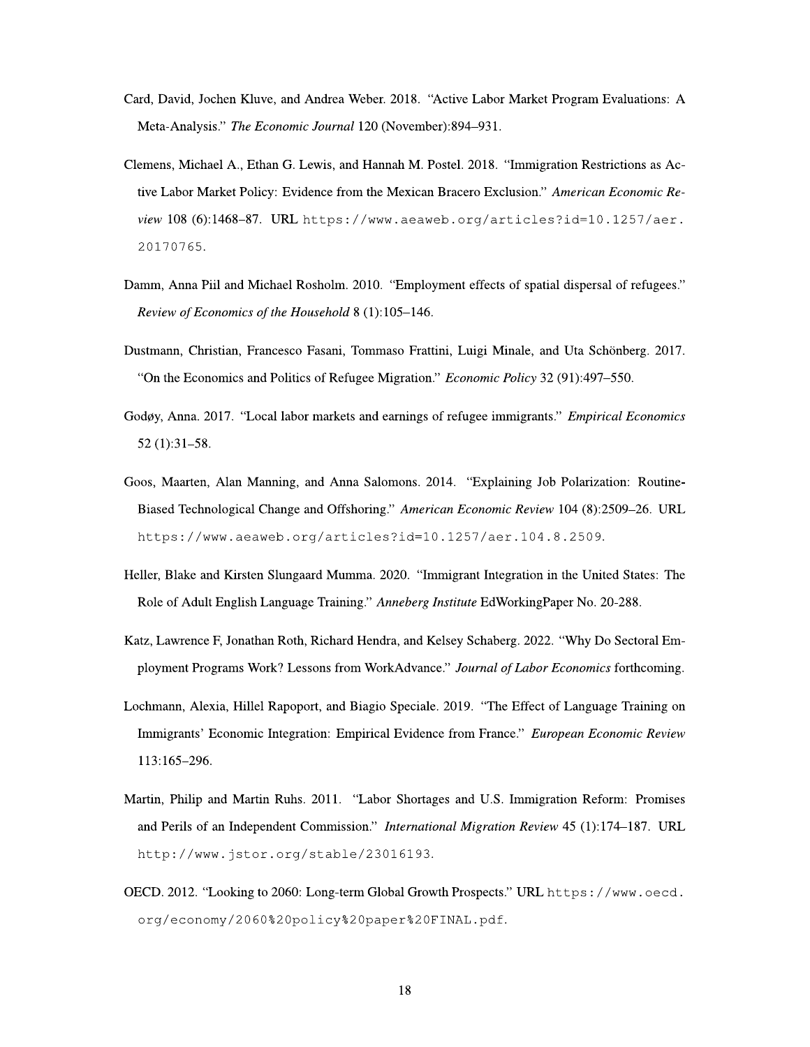Card, David, Jochen Kluve, and Andrea Weber. 2018. "Active Labor Market Program Evaluations: A Meta-Analysis." *The Economic Journal* 120 (November):894–931.

Clemens, Michael A., Ethan G. Lewis, and Hannah M. Postel. 2018. "Immigration Restrictions as Active Labor Market Policy: Evidence from the Mexican Bracero Exclusion." *American Economic Review* 108 (6):1468–87. URL https://www.aeaweb.org/articles?id=10.1257/aer.20170765.

Damm, Anna Piil and Michael Rosholm. 2010. "Employment effects of spatial dispersal of refugees." *Review of Economics of the Household* 8 (1):105–146.

Dustmann, Christian, Francesco Fasani, Tommaso Frattini, Luigi Minale, and Uta Schönberg. 2017. "On the Economics and Politics of Refugee Migration." *Economic Policy* 32 (91):497–550.

Godøy, Anna. 2017. "Local labor markets and earnings of refugee immigrants." *Empirical Economics* 52 (1):31–58.

Goos, Maarten, Alan Manning, and Anna Salomons. 2014. "Explaining Job Polarization: Routine-Biased Technological Change and Offshoring." *American Economic Review* 104 (8):2509–26. URL https://www.aeaweb.org/articles?id=10.1257/aer.104.8.2509.

Heller, Blake and Kirsten Slungaard Mumma. 2020. "Immigrant Integration in the United States: The Role of Adult English Language Training." *Anneberg Institute* EdWorkingPaper No. 20-288.

Katz, Lawrence F, Jonathan Roth, Richard Hendra, and Kelsey Schaberg. 2022. "Why Do Sectoral Employment Programs Work? Lessons from WorkAdvance." *Journal of Labor Economics* forthcoming.

Lochmann, Alexia, Hillel Rapoport, and Biagio Speciale. 2019. "The Effect of Language Training on Immigrants' Economic Integration: Empirical Evidence from France." *European Economic Review* 113:165–296.

Martin, Philip and Martin Ruhs. 2011. "Labor Shortages and U.S. Immigration Reform: Promises and Perils of an Independent Commission." *International Migration Review* 45 (1):174–187. URL http://www.jstor.org/stable/23016193.

OECD. 2012. "Looking to 2060: Long-term Global Growth Prospects." URL https://www.oecd.org/economy/2060%20policy%20paper%20FINAL.pdf.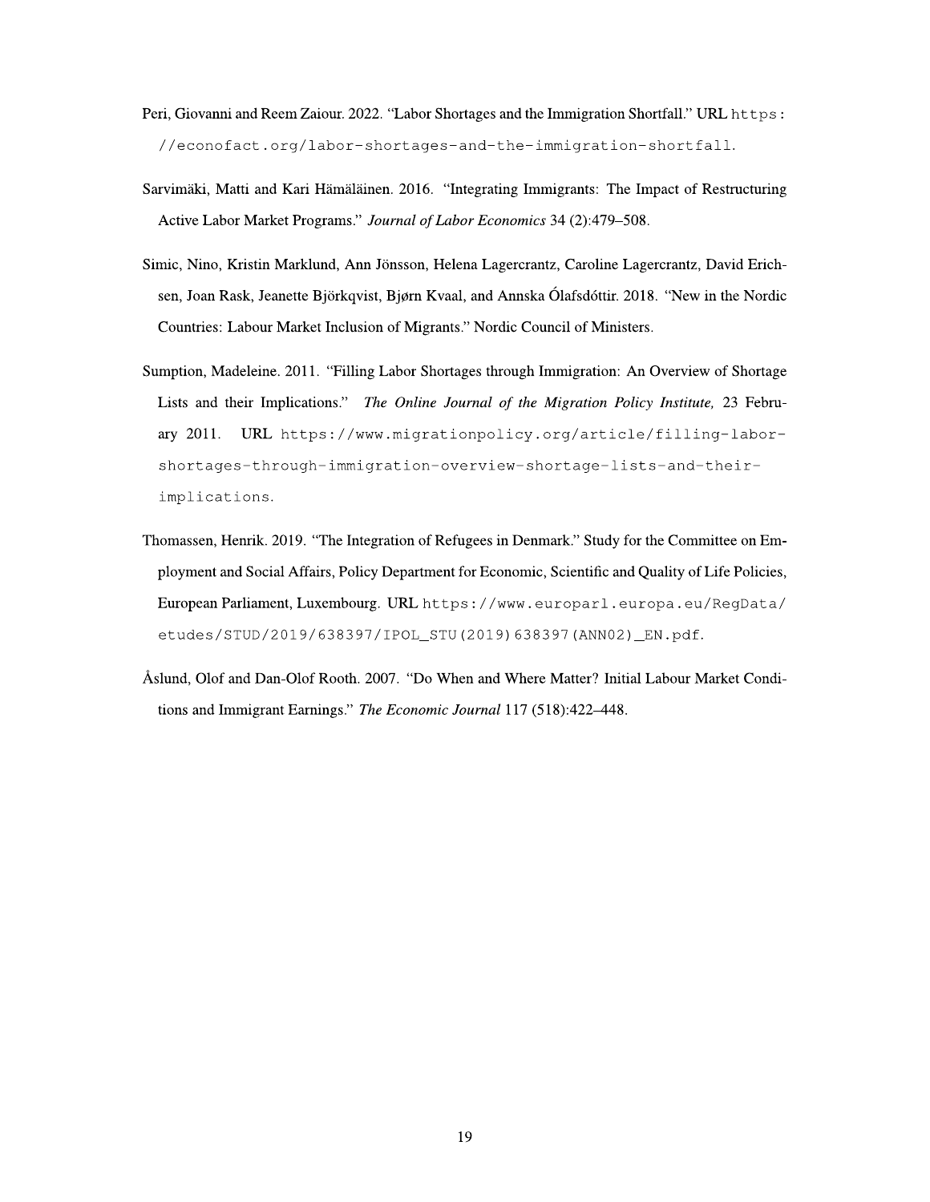Peri, Giovanni and Reem Zaiour. 2022. "Labor Shortages and the Immigration Shortfall." URL https://econofact.org/labor-shortages-and-the-immigration-shortfall.

Sarvimäki, Matti and Kari Hämäläinen. 2016. "Integrating Immigrants: The Impact of Restructuring Active Labor Market Programs." *Journal of Labor Economics* 34 (2):479–508.

Simic, Nino, Kristin Marklund, Ann Jönsson, Helena Lagercrantz, Caroline Lagercrantz, David Erichsen, Joan Rask, Jeanette Björkqvist, Bjørn Kvaal, and Annska Ólafsdóttir. 2018. "New in the Nordic Countries: Labour Market Inclusion of Migrants." Nordic Council of Ministers.

Sumption, Madeleine. 2011. "Filling Labor Shortages through Immigration: An Overview of Shortage Lists and their Implications." *The Online Journal of the Migration Policy Institute,* 23 February 2011. URL https://www.migrationpolicy.org/article/filling-labor-shortages-through-immigration-overview-shortage-lists-and-their-implications.

Thomassen, Henrik. 2019. "The Integration of Refugees in Denmark." Study for the Committee on Employment and Social Affairs, Policy Department for Economic, Scientific and Quality of Life Policies, European Parliament, Luxembourg. URL https://www.europarl.europa.eu/RegData/etudes/STUD/2019/638397/IPOL_STU(2019)638397(ANN02)_EN.pdf.

Åslund, Olof and Dan-Olof Rooth. 2007. "Do When and Where Matter? Initial Labour Market Conditions and Immigrant Earnings." *The Economic Journal* 117 (518):422–448.